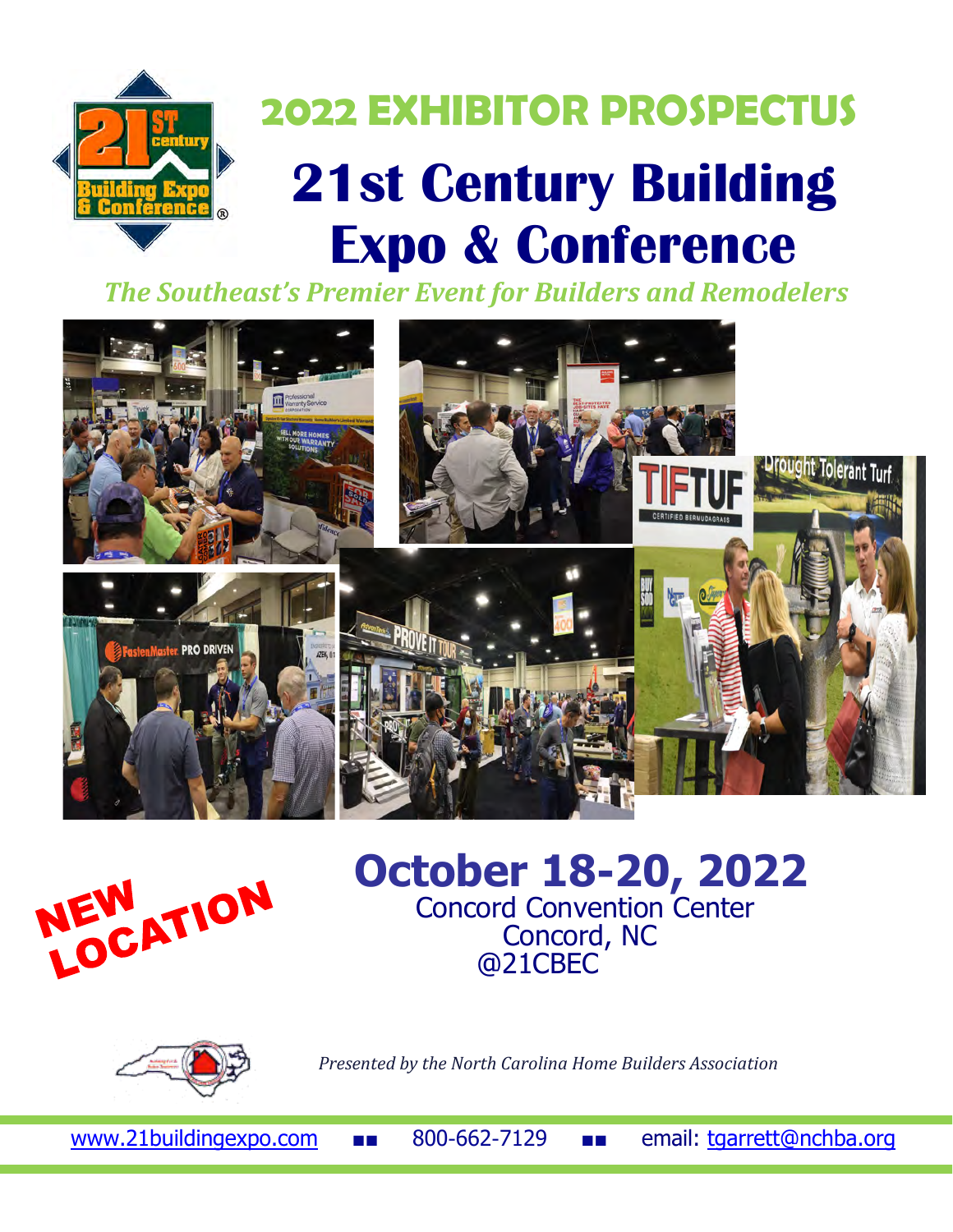# 2022 EXHIBITOR PROSPECTUS

# 21st Century Building Expo & Conference

*The Southeast's Premier Event for Builders and Remodelers*

NEW LOCATION

## October 18-20, 2022

Concord Convention Center
Concord, NC
@21CBEC

*Presented by the North Carolina Home Builders Association*

www.21buildingexpo.com ■■ 800-662-7129 ■■ email: tgarrett@nchba.org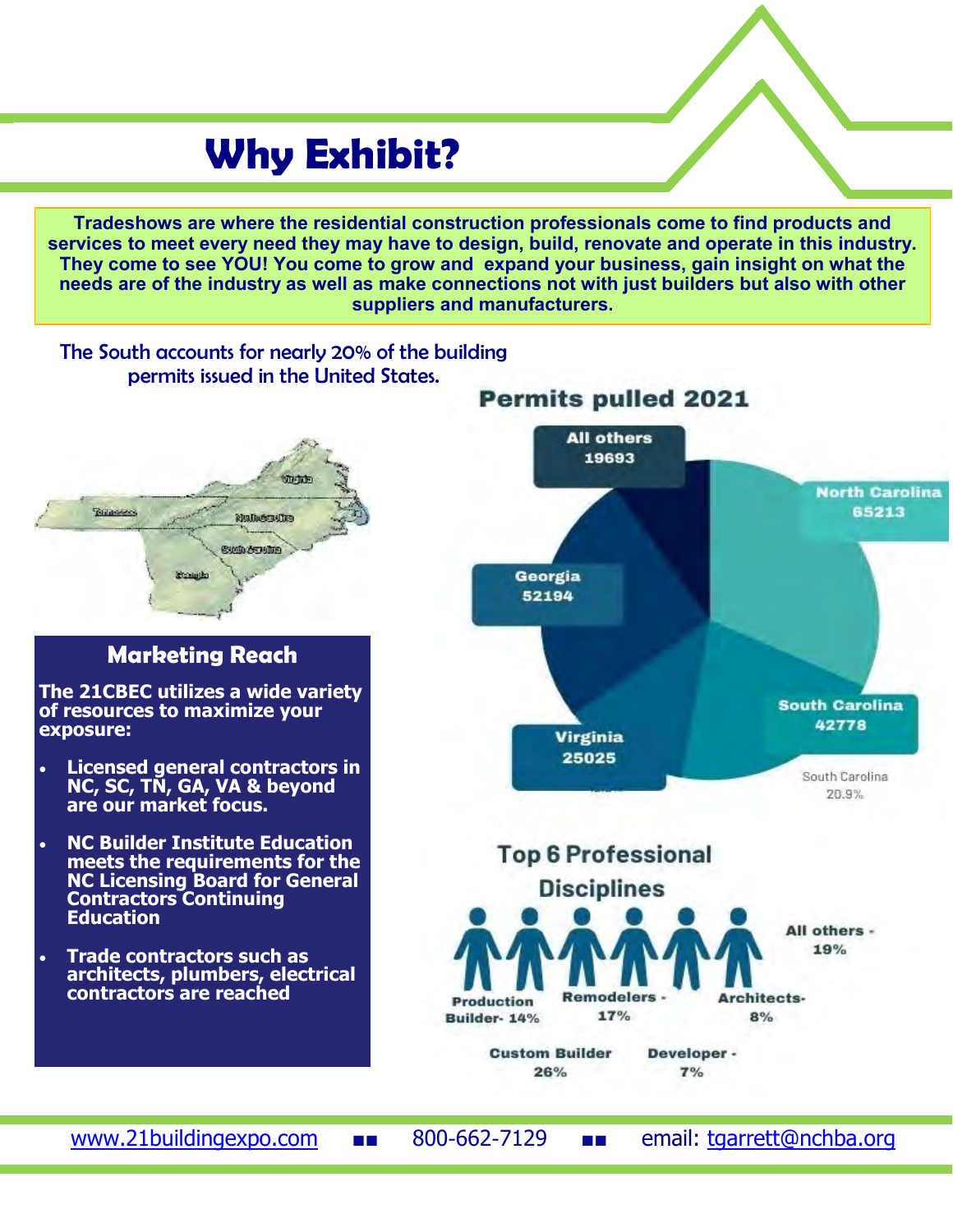# Why Exhibit?

**Tradeshows are where the residential construction professionals come to find products and services to meet every need they may have to design, build, renovate and operate in this industry. They come to see YOU! You come to grow and expand your business, gain insight on what the needs are of the industry as well as make connections not with just builders but also with other suppliers and manufacturers.**

The South accounts for nearly 20% of the building permits issued in the United States.

Virginia
Tennessee
North Carolina
South Carolina
Georgia

## Marketing Reach

**The 21CBEC utilizes a wide variety of resources to maximize your exposure:**

- **Licensed general contractors in NC, SC, TN, GA, VA & beyond are our market focus.**
- **NC Builder Institute Education meets the requirements for the NC Licensing Board for General Contractors Continuing Education**
- **Trade contractors such as architects, plumbers, electrical contractors are reached**

**Permits pulled 2021**

All others 19693
North Carolina 65213
South Carolina 42778
Virginia 25025
Georgia 52194
South Carolina 20.9%

**Top 6 Professional Disciplines**

Production Builder- 14%
Remodelers - 17%
Architects- 8%
All others - 19%
Custom Builder 26%
Developer - 7%

www.21buildingexpo.com ■■ 800-662-7129 ■■ email: tgarrett@nchba.org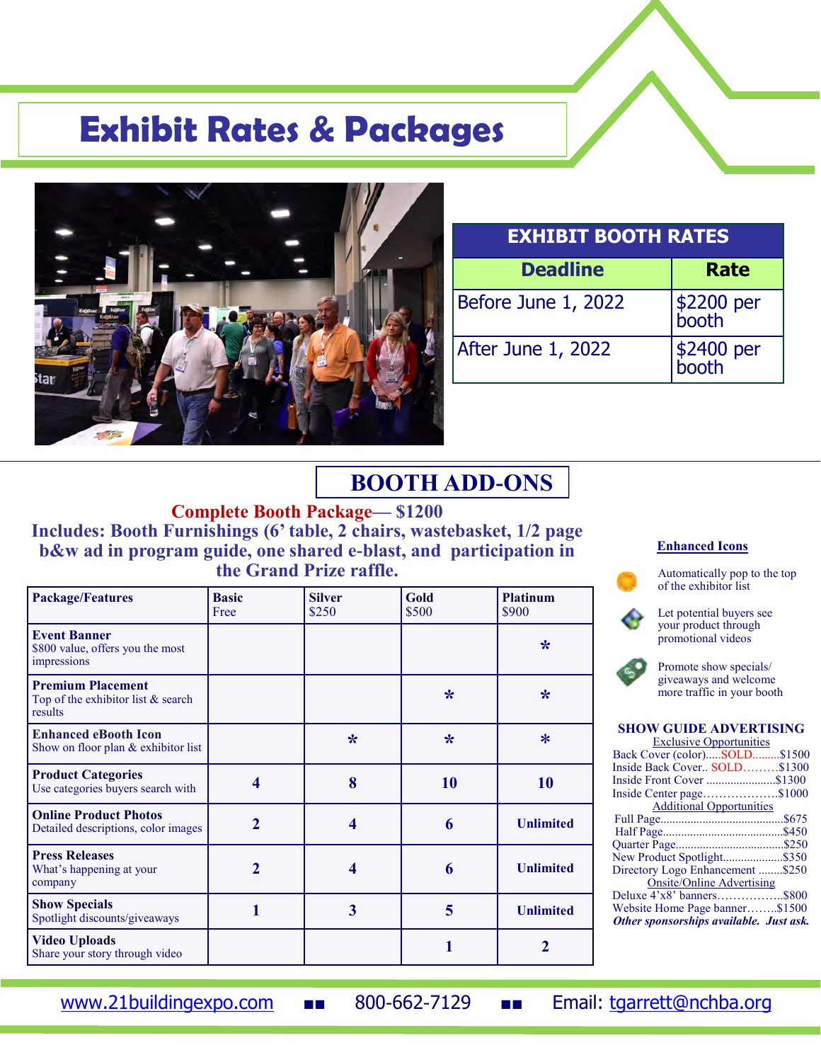# Exhibit Rates & Packages

| EXHIBIT BOOTH RATES | |
|---|---|
| **Deadline** | **Rate** |
| Before June 1, 2022 | $2200 per booth |
| After June 1, 2022 | $2400 per booth |

## BOOTH ADD-ONS

**Complete Booth Package— $1200**

**Includes: Booth Furnishings (6' table, 2 chairs, wastebasket, 1/2 page b&w ad in program guide, one shared e-blast, and participation in the Grand Prize raffle.**

| Package/Features | Basic Free | Silver $250 | Gold $500 | Platinum $900 |
|---|---|---|---|---|
| **Event Banner** $800 value, offers you the most impressions | | | | * |
| **Premium Placement** Top of the exhibitor list & search results | | | * | * |
| **Enhanced eBooth Icon** Show on floor plan & exhibitor list | | * | * | * |
| **Product Categories** Use categories buyers search with | 4 | 8 | 10 | 10 |
| **Online Product Photos** Detailed descriptions, color images | 2 | 4 | 6 | Unlimited |
| **Press Releases** What's happening at your company | 2 | 4 | 6 | Unlimited |
| **Show Specials** Spotlight discounts/giveaways | 1 | 3 | 5 | Unlimited |
| **Video Uploads** Share your story through video | | | 1 | 2 |

**Enhanced Icons**

- Automatically pop to the top of the exhibitor list
- Let potential buyers see your product through promotional videos
- Promote show specials/ giveaways and welcome more traffic in your booth

**SHOW GUIDE ADVERTISING**

Exclusive Opportunities

- Back Cover (color).....SOLD.........$1500
- Inside Back Cover.. SOLD.........$1300
- Inside Front Cover .......................$1300
- Inside Center page.....................$1000

Additional Opportunities

- Full Page.........................................$675
- Half Page.........................................$450
- Quarter Page....................................$250
- New Product Spotlight....................$350
- Directory Logo Enhancement ........$250

Onsite/Online Advertising

- Deluxe 4'x8' banners....................$800
- Website Home Page banner........$1500

***Other sponsorships available. Just ask.***

www.21buildingexpo.com ■■ 800-662-7129 ■■ Email: tgarrett@nchba.org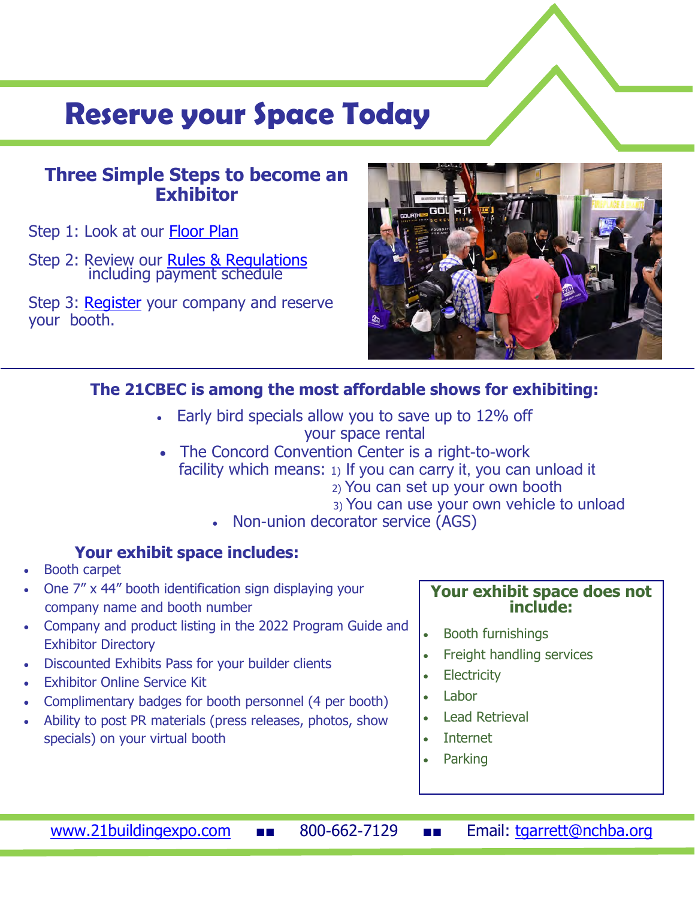# Reserve your Space Today

## Three Simple Steps to become an Exhibitor

Step 1: Look at our Floor Plan

Step 2: Review our Rules & Regulations including payment schedule

Step 3: Register your company and reserve your booth.

### The 21CBEC is among the most affordable shows for exhibiting:

- Early bird specials allow you to save up to 12% off your space rental
- The Concord Convention Center is a right-to-work facility which means: 1) If you can carry it, you can unload it 2) You can set up your own booth 3) You can use your own vehicle to unload
- Non-union decorator service (AGS)

### Your exhibit space includes:

- Booth carpet
- One 7” x 44” booth identification sign displaying your company name and booth number
- Company and product listing in the 2022 Program Guide and Exhibitor Directory
- Discounted Exhibits Pass for your builder clients
- Exhibitor Online Service Kit
- Complimentary badges for booth personnel (4 per booth)
- Ability to post PR materials (press releases, photos, show specials) on your virtual booth

### Your exhibit space does not include:

- Booth furnishings
- Freight handling services
- Electricity
- Labor
- Lead Retrieval
- Internet
- Parking

www.21buildingexpo.com ■■ 800-662-7129 ■■ Email: tgarrett@nchba.org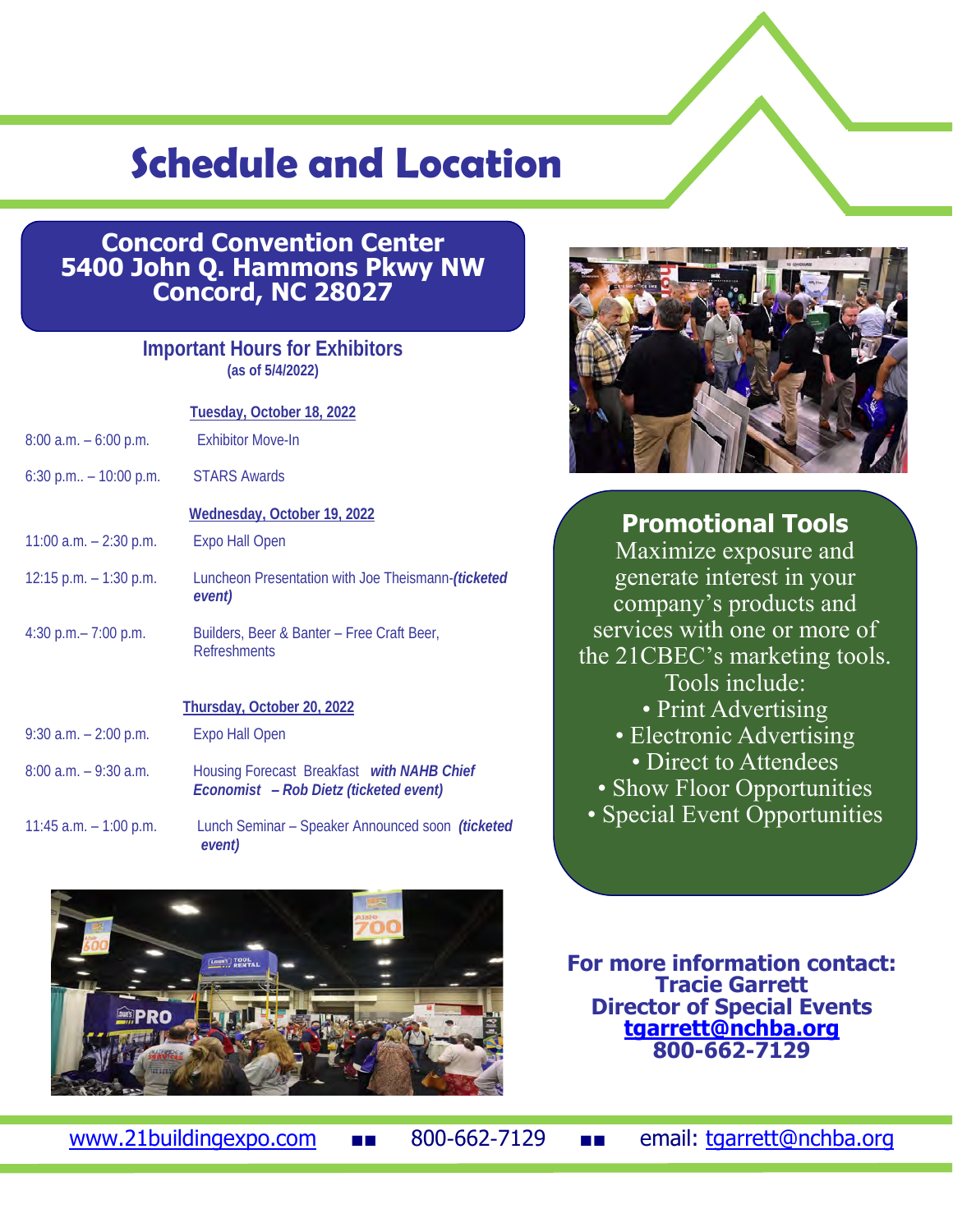# Schedule and Location

## Concord Convention Center
## 5400 John Q. Hammons Pkwy NW
## Concord, NC 28027

### Important Hours for Exhibitors
**(as of 5/4/2022)**

**Tuesday, October 18, 2022**

| | |
|---|---|
| 8:00 a.m. – 6:00 p.m. | Exhibitor Move-In |
| 6:30 p.m.. – 10:00 p.m. | STARS Awards |

**Wednesday, October 19, 2022**

| | |
|---|---|
| 11:00 a.m. – 2:30 p.m. | Expo Hall Open |
| 12:15 p.m. – 1:30 p.m. | Luncheon Presentation with Joe Theismann-***(ticketed event)*** |
| 4:30 p.m.– 7:00 p.m. | Builders, Beer & Banter – Free Craft Beer, Refreshments |

**Thursday, October 20, 2022**

| | |
|---|---|
| 9:30 a.m. – 2:00 p.m. | Expo Hall Open |
| 8:00 a.m. – 9:30 a.m. | Housing Forecast Breakfast ***with NAHB Chief Economist – Rob Dietz (ticketed event)*** |
| 11:45 a.m. – 1:00 p.m. | Lunch Seminar – Speaker Announced soon ***(ticketed event)*** |

## Promotional Tools

Maximize exposure and generate interest in your company's products and services with one or more of the 21CBEC's marketing tools. Tools include:

- Print Advertising
- Electronic Advertising
- Direct to Attendees
- Show Floor Opportunities
- Special Event Opportunities

**For more information contact:**
**Tracie Garrett**
**Director of Special Events**
**tgarrett@nchba.org**
**800-662-7129**

www.21buildingexpo.com ■■ 800-662-7129 ■■ email: tgarrett@nchba.org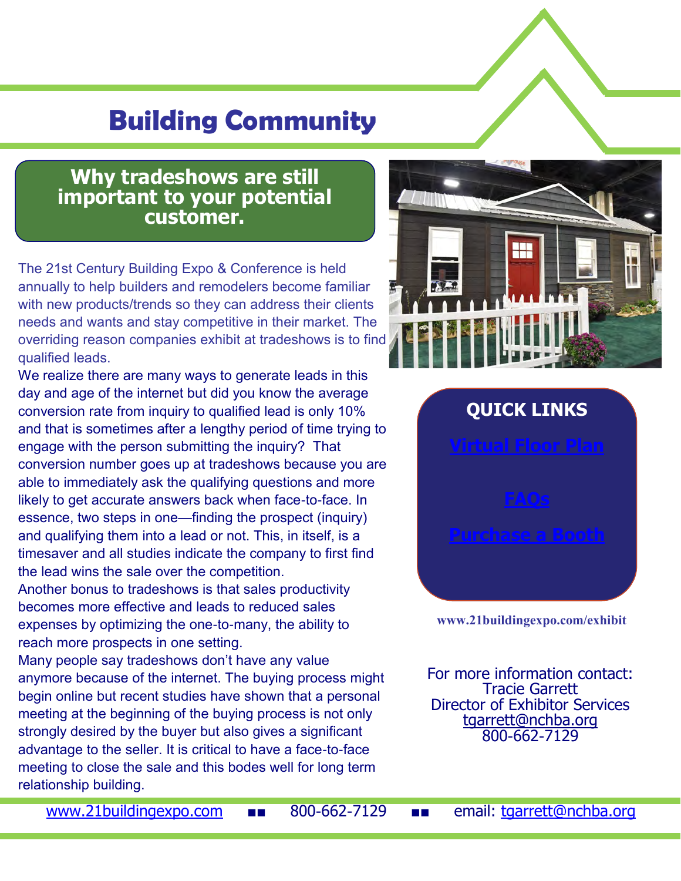# Building Community

## Why tradeshows are still important to your potential customer.

The 21st Century Building Expo & Conference is held annually to help builders and remodelers become familiar with new products/trends so they can address their clients needs and wants and stay competitive in their market. The overriding reason companies exhibit at tradeshows is to find qualified leads.

We realize there are many ways to generate leads in this day and age of the internet but did you know the average conversion rate from inquiry to qualified lead is only 10% and that is sometimes after a lengthy period of time trying to engage with the person submitting the inquiry? That conversion number goes up at tradeshows because you are able to immediately ask the qualifying questions and more likely to get accurate answers back when face-to-face. In essence, two steps in one—finding the prospect (inquiry) and qualifying them into a lead or not. This, in itself, is a timesaver and all studies indicate the company to first find the lead wins the sale over the competition.

Another bonus to tradeshows is that sales productivity becomes more effective and leads to reduced sales expenses by optimizing the one-to-many, the ability to reach more prospects in one setting.

Many people say tradeshows don't have any value anymore because of the internet. The buying process might begin online but recent studies have shown that a personal meeting at the beginning of the buying process is not only strongly desired by the buyer but also gives a significant advantage to the seller. It is critical to have a face-to-face meeting to close the sale and this bodes well for long term relationship building.

### QUICK LINKS

Virtual Floor Plan

FAQs

Purchase a Booth

**www.21buildingexpo.com/exhibit**

For more information contact:
Tracie Garrett
Director of Exhibitor Services
tgarrett@nchba.org
800-662-7129

www.21buildingexpo.com ■■ 800-662-7129 ■■ email: tgarrett@nchba.org